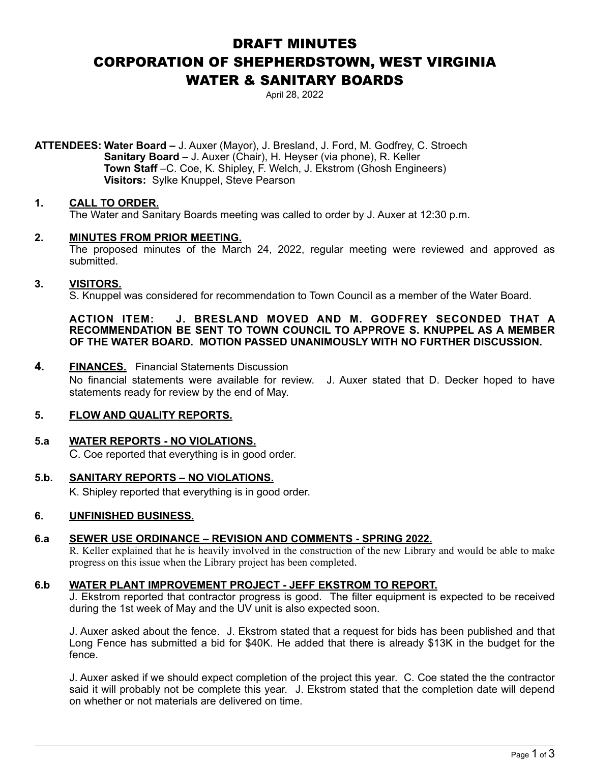# DRAFT MINUTES
# CORPORATION OF SHEPHERDSTOWN, WEST VIRGINIA
# WATER & SANITARY BOARDS

April 28, 2022

**ATTENDEES:** **Water Board –** J. Auxer (Mayor), J. Bresland, J. Ford, M. Godfrey, C. Stroech
**Sanitary Board** – J. Auxer (Chair), H. Heyser (via phone), R. Keller
**Town Staff** –C. Coe, K. Shipley, F. Welch, J. Ekstrom (Ghosh Engineers)
**Visitors:** Sylke Knuppel, Steve Pearson

## 1. CALL TO ORDER.

The Water and Sanitary Boards meeting was called to order by J. Auxer at 12:30 p.m.

## 2. MINUTES FROM PRIOR MEETING.

The proposed minutes of the March 24, 2022, regular meeting were reviewed and approved as submitted.

## 3. VISITORS.

S. Knuppel was considered for recommendation to Town Council as a member of the Water Board.

**ACTION ITEM: J. BRESLAND MOVED AND M. GODFREY SECONDED THAT A RECOMMENDATION BE SENT TO TOWN COUNCIL TO APPROVE S. KNUPPEL AS A MEMBER OF THE WATER BOARD. MOTION PASSED UNANIMOUSLY WITH NO FURTHER DISCUSSION.**

## 4. FINANCES. Financial Statements Discussion

No financial statements were available for review. J. Auxer stated that D. Decker hoped to have statements ready for review by the end of May.

## 5. FLOW AND QUALITY REPORTS.

### 5.a WATER REPORTS - NO VIOLATIONS.

C. Coe reported that everything is in good order.

### 5.b. SANITARY REPORTS – NO VIOLATIONS.

K. Shipley reported that everything is in good order.

## 6. UNFINISHED BUSINESS.

### 6.a SEWER USE ORDINANCE – REVISION AND COMMENTS - SPRING 2022.

R. Keller explained that he is heavily involved in the construction of the new Library and would be able to make progress on this issue when the Library project has been completed.

### 6.b WATER PLANT IMPROVEMENT PROJECT - JEFF EKSTROM TO REPORT.

J. Ekstrom reported that contractor progress is good. The filter equipment is expected to be received during the 1st week of May and the UV unit is also expected soon.

J. Auxer asked about the fence. J. Ekstrom stated that a request for bids has been published and that Long Fence has submitted a bid for $40K. He added that there is already $13K in the budget for the fence.

J. Auxer asked if we should expect completion of the project this year. C. Coe stated the the contractor said it will probably not be complete this year. J. Ekstrom stated that the completion date will depend on whether or not materials are delivered on time.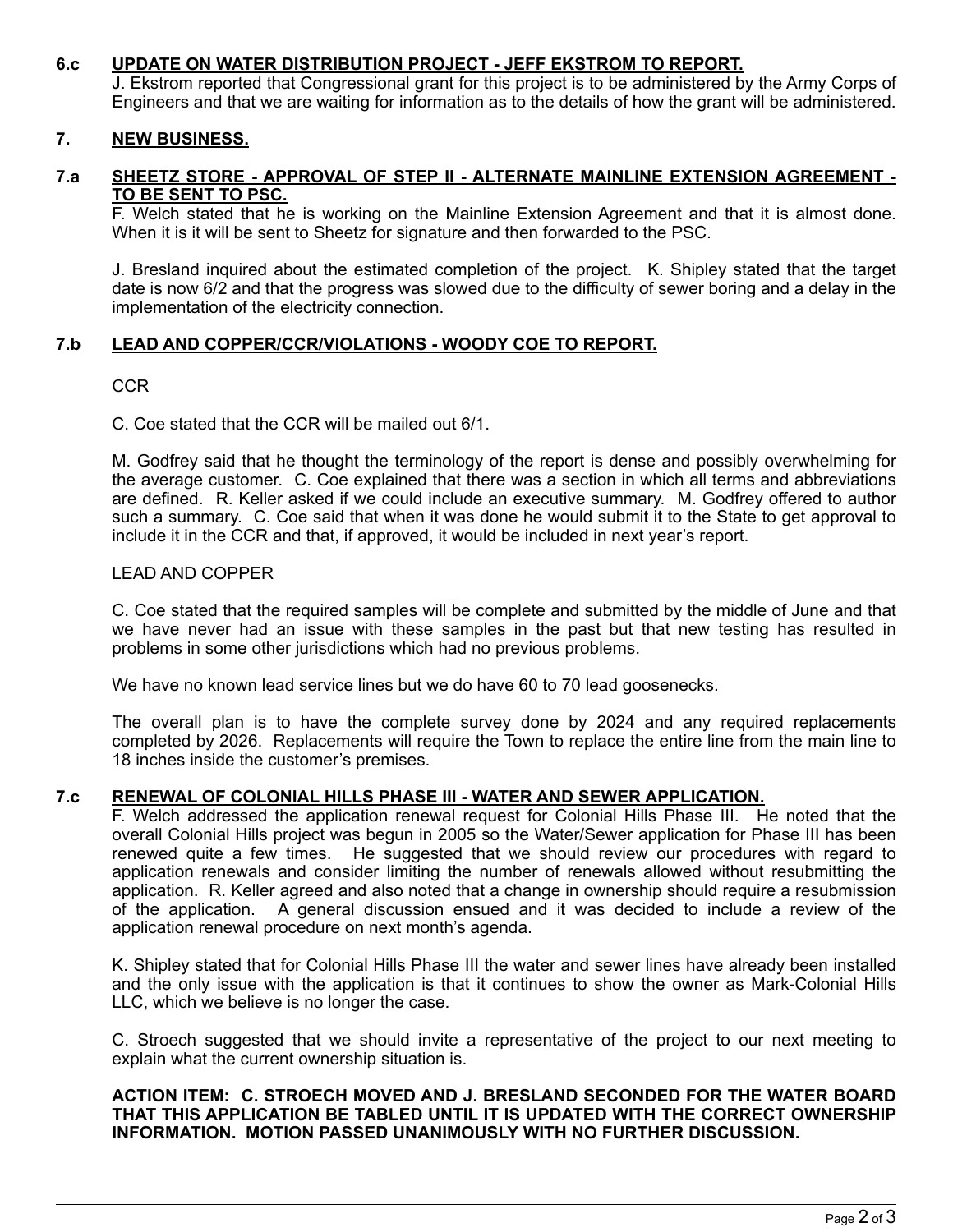### 6.c UPDATE ON WATER DISTRIBUTION PROJECT - JEFF EKSTROM TO REPORT.

J. Ekstrom reported that Congressional grant for this project is to be administered by the Army Corps of Engineers and that we are waiting for information as to the details of how the grant will be administered.

## 7. NEW BUSINESS.

### 7.a SHEETZ STORE - APPROVAL OF STEP II - ALTERNATE MAINLINE EXTENSION AGREEMENT - TO BE SENT TO PSC.

F. Welch stated that he is working on the Mainline Extension Agreement and that it is almost done. When it is it will be sent to Sheetz for signature and then forwarded to the PSC.

J. Bresland inquired about the estimated completion of the project. K. Shipley stated that the target date is now 6/2 and that the progress was slowed due to the difficulty of sewer boring and a delay in the implementation of the electricity connection.

### 7.b LEAD AND COPPER/CCR/VIOLATIONS - WOODY COE TO REPORT.

CCR

C. Coe stated that the CCR will be mailed out 6/1.

M. Godfrey said that he thought the terminology of the report is dense and possibly overwhelming for the average customer. C. Coe explained that there was a section in which all terms and abbreviations are defined. R. Keller asked if we could include an executive summary. M. Godfrey offered to author such a summary. C. Coe said that when it was done he would submit it to the State to get approval to include it in the CCR and that, if approved, it would be included in next year's report.

LEAD AND COPPER

C. Coe stated that the required samples will be complete and submitted by the middle of June and that we have never had an issue with these samples in the past but that new testing has resulted in problems in some other jurisdictions which had no previous problems.

We have no known lead service lines but we do have 60 to 70 lead goosenecks.

The overall plan is to have the complete survey done by 2024 and any required replacements completed by 2026. Replacements will require the Town to replace the entire line from the main line to 18 inches inside the customer's premises.

### 7.c RENEWAL OF COLONIAL HILLS PHASE III - WATER AND SEWER APPLICATION.

F. Welch addressed the application renewal request for Colonial Hills Phase III. He noted that the overall Colonial Hills project was begun in 2005 so the Water/Sewer application for Phase III has been renewed quite a few times. He suggested that we should review our procedures with regard to application renewals and consider limiting the number of renewals allowed without resubmitting the application. R. Keller agreed and also noted that a change in ownership should require a resubmission of the application. A general discussion ensued and it was decided to include a review of the application renewal procedure on next month's agenda.

K. Shipley stated that for Colonial Hills Phase III the water and sewer lines have already been installed and the only issue with the application is that it continues to show the owner as Mark-Colonial Hills LLC, which we believe is no longer the case.

C. Stroech suggested that we should invite a representative of the project to our next meeting to explain what the current ownership situation is.

**ACTION ITEM: C. STROECH MOVED AND J. BRESLAND SECONDED FOR THE WATER BOARD THAT THIS APPLICATION BE TABLED UNTIL IT IS UPDATED WITH THE CORRECT OWNERSHIP INFORMATION. MOTION PASSED UNANIMOUSLY WITH NO FURTHER DISCUSSION.**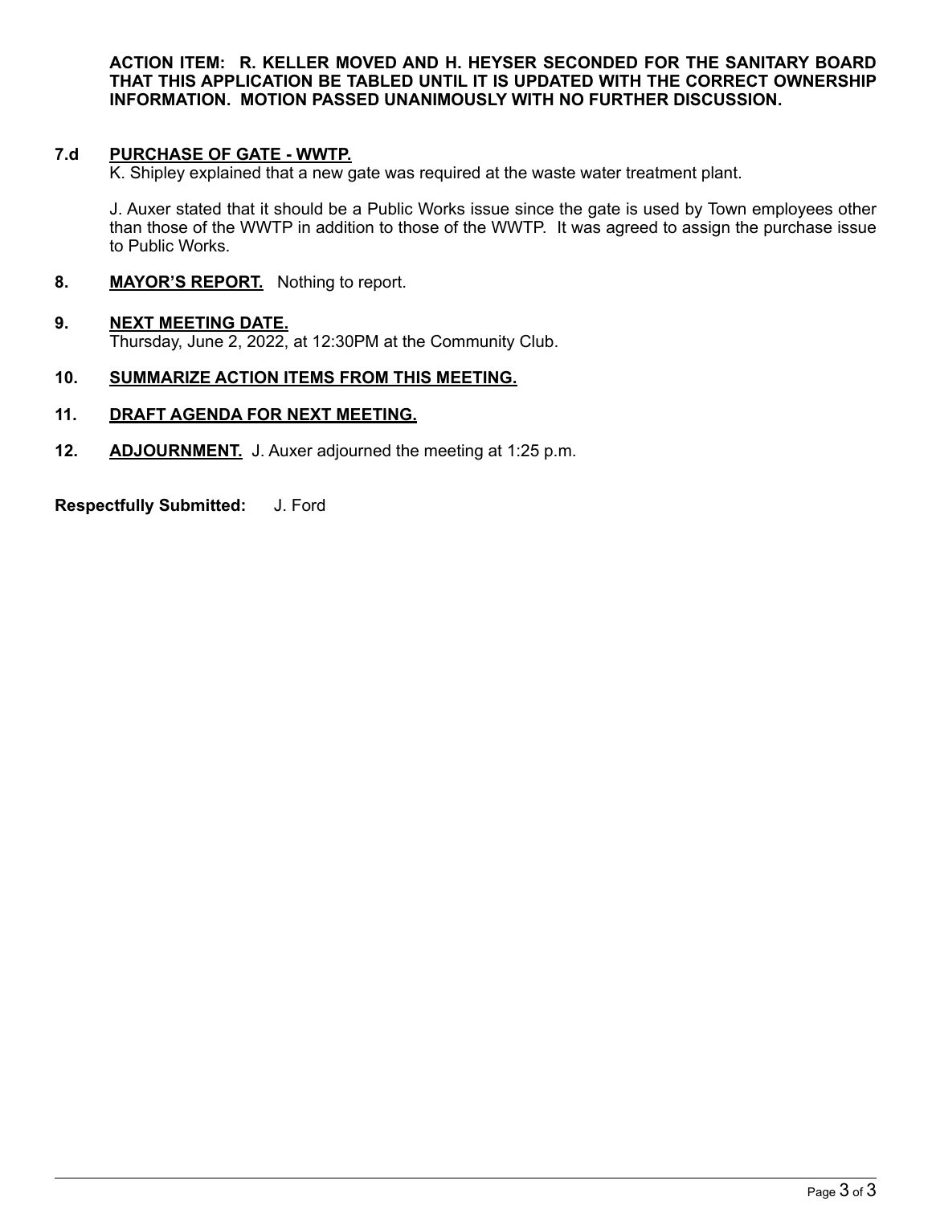**ACTION ITEM: R. KELLER MOVED AND H. HEYSER SECONDED FOR THE SANITARY BOARD THAT THIS APPLICATION BE TABLED UNTIL IT IS UPDATED WITH THE CORRECT OWNERSHIP INFORMATION. MOTION PASSED UNANIMOUSLY WITH NO FURTHER DISCUSSION.**

**7.d <u>PURCHASE OF GATE - WWTP.</u>**

K. Shipley explained that a new gate was required at the waste water treatment plant.

J. Auxer stated that it should be a Public Works issue since the gate is used by Town employees other than those of the WWTP in addition to those of the WWTP. It was agreed to assign the purchase issue to Public Works.

**8. <u>MAYOR'S REPORT.</u>** Nothing to report.

**9. <u>NEXT MEETING DATE.</u>**

Thursday, June 2, 2022, at 12:30PM at the Community Club.

**10. <u>SUMMARIZE ACTION ITEMS FROM THIS MEETING.</u>**

**11. <u>DRAFT AGENDA FOR NEXT MEETING.</u>**

**12. <u>ADJOURNMENT.</u>** J. Auxer adjourned the meeting at 1:25 p.m.

**Respectfully Submitted:** J. Ford